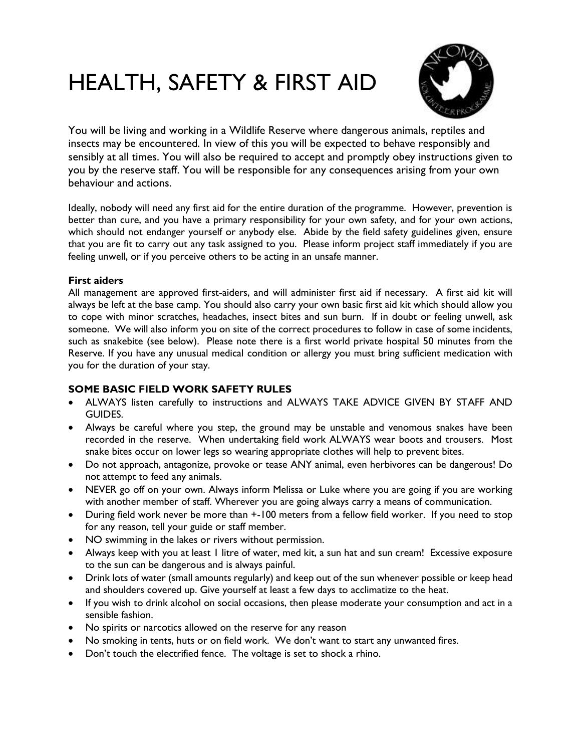# HEALTH, SAFETY & FIRST AID

You will be living and working in a Wildlife Reserve where dangerous animals, reptiles and insects may be encountered. In view of this you will be expected to behave responsibly and sensibly at all times. You will also be required to accept and promptly obey instructions given to you by the reserve staff. You will be responsible for any consequences arising from your own behaviour and actions.

Ideally, nobody will need any first aid for the entire duration of the programme. However, prevention is better than cure, and you have a primary responsibility for your own safety, and for your own actions, which should not endanger yourself or anybody else. Abide by the field safety guidelines given, ensure that you are fit to carry out any task assigned to you. Please inform project staff immediately if you are feeling unwell, or if you perceive others to be acting in an unsafe manner.

**First aiders**

All management are approved first-aiders, and will administer first aid if necessary. A first aid kit will always be left at the base camp. You should also carry your own basic first aid kit which should allow you to cope with minor scratches, headaches, insect bites and sun burn. If in doubt or feeling unwell, ask someone. We will also inform you on site of the correct procedures to follow in case of some incidents, such as snakebite (see below). Please note there is a first world private hospital 50 minutes from the Reserve. If you have any unusual medical condition or allergy you must bring sufficient medication with you for the duration of your stay.

**SOME BASIC FIELD WORK SAFETY RULES**

- ALWAYS listen carefully to instructions and ALWAYS TAKE ADVICE GIVEN BY STAFF AND GUIDES.
- Always be careful where you step, the ground may be unstable and venomous snakes have been recorded in the reserve. When undertaking field work ALWAYS wear boots and trousers. Most snake bites occur on lower legs so wearing appropriate clothes will help to prevent bites.
- Do not approach, antagonize, provoke or tease ANY animal, even herbivores can be dangerous! Do not attempt to feed any animals.
- NEVER go off on your own. Always inform Melissa or Luke where you are going if you are working with another member of staff. Wherever you are going always carry a means of communication.
- During field work never be more than +-100 meters from a fellow field worker. If you need to stop for any reason, tell your guide or staff member.
- NO swimming in the lakes or rivers without permission.
- Always keep with you at least 1 litre of water, med kit, a sun hat and sun cream! Excessive exposure to the sun can be dangerous and is always painful.
- Drink lots of water (small amounts regularly) and keep out of the sun whenever possible or keep head and shoulders covered up. Give yourself at least a few days to acclimatize to the heat.
- If you wish to drink alcohol on social occasions, then please moderate your consumption and act in a sensible fashion.
- No spirits or narcotics allowed on the reserve for any reason
- No smoking in tents, huts or on field work. We don't want to start any unwanted fires.
- Don't touch the electrified fence. The voltage is set to shock a rhino.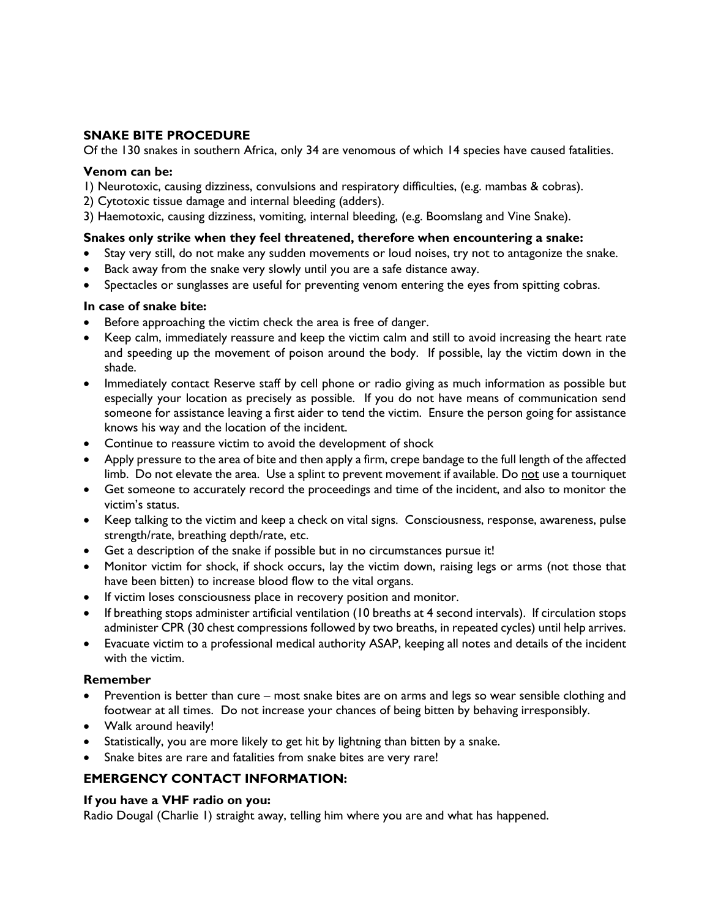## SNAKE BITE PROCEDURE

Of the 130 snakes in southern Africa, only 34 are venomous of which 14 species have caused fatalities.

### Venom can be:

1) Neurotoxic, causing dizziness, convulsions and respiratory difficulties, (e.g. mambas & cobras).
2) Cytotoxic tissue damage and internal bleeding (adders).
3) Haemotoxic, causing dizziness, vomiting, internal bleeding, (e.g. Boomslang and Vine Snake).

### Snakes only strike when they feel threatened, therefore when encountering a snake:

- Stay very still, do not make any sudden movements or loud noises, try not to antagonize the snake.
- Back away from the snake very slowly until you are a safe distance away.
- Spectacles or sunglasses are useful for preventing venom entering the eyes from spitting cobras.

### In case of snake bite:

- Before approaching the victim check the area is free of danger.
- Keep calm, immediately reassure and keep the victim calm and still to avoid increasing the heart rate and speeding up the movement of poison around the body. If possible, lay the victim down in the shade.
- Immediately contact Reserve staff by cell phone or radio giving as much information as possible but especially your location as precisely as possible. If you do not have means of communication send someone for assistance leaving a first aider to tend the victim. Ensure the person going for assistance knows his way and the location of the incident.
- Continue to reassure victim to avoid the development of shock
- Apply pressure to the area of bite and then apply a firm, crepe bandage to the full length of the affected limb. Do not elevate the area. Use a splint to prevent movement if available. Do not use a tourniquet
- Get someone to accurately record the proceedings and time of the incident, and also to monitor the victim's status.
- Keep talking to the victim and keep a check on vital signs. Consciousness, response, awareness, pulse strength/rate, breathing depth/rate, etc.
- Get a description of the snake if possible but in no circumstances pursue it!
- Monitor victim for shock, if shock occurs, lay the victim down, raising legs or arms (not those that have been bitten) to increase blood flow to the vital organs.
- If victim loses consciousness place in recovery position and monitor.
- If breathing stops administer artificial ventilation (10 breaths at 4 second intervals). If circulation stops administer CPR (30 chest compressions followed by two breaths, in repeated cycles) until help arrives.
- Evacuate victim to a professional medical authority ASAP, keeping all notes and details of the incident with the victim.

### Remember

- Prevention is better than cure – most snake bites are on arms and legs so wear sensible clothing and footwear at all times. Do not increase your chances of being bitten by behaving irresponsibly.
- Walk around heavily!
- Statistically, you are more likely to get hit by lightning than bitten by a snake.
- Snake bites are rare and fatalities from snake bites are very rare!

## EMERGENCY CONTACT INFORMATION:

### If you have a VHF radio on you:

Radio Dougal (Charlie 1) straight away, telling him where you are and what has happened.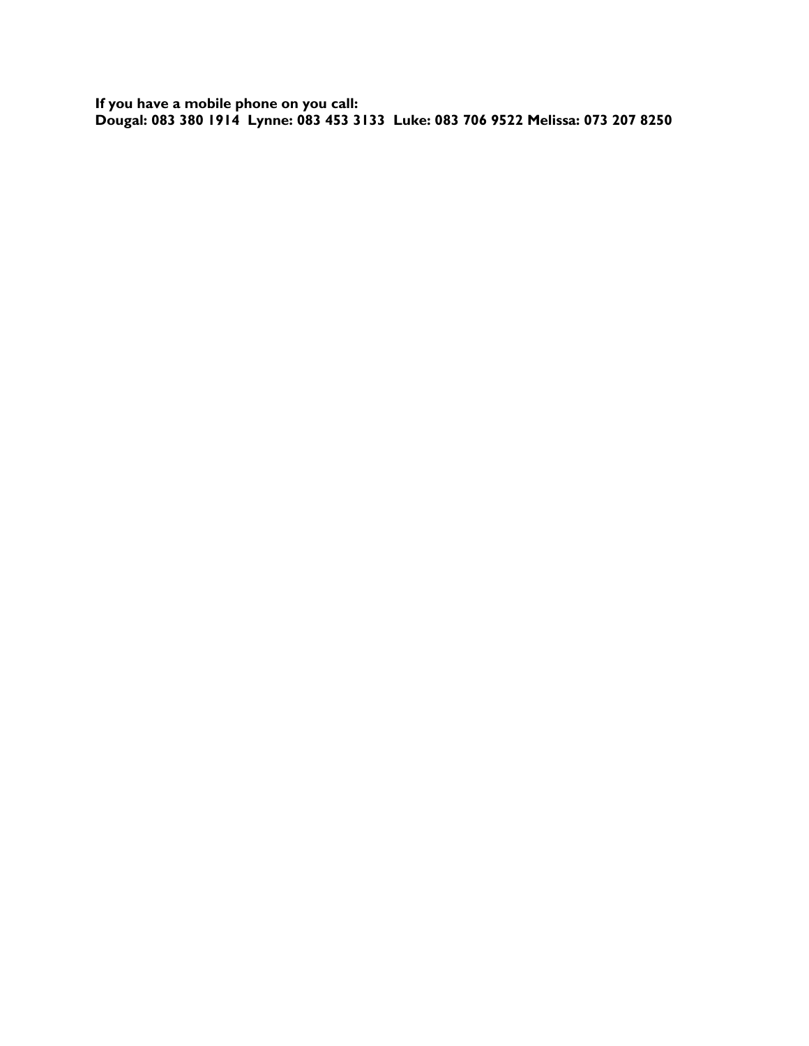**If you have a mobile phone on you call:**
**Dougal: 083 380 1914  Lynne: 083 453 3133  Luke: 083 706 9522 Melissa: 073 207 8250**